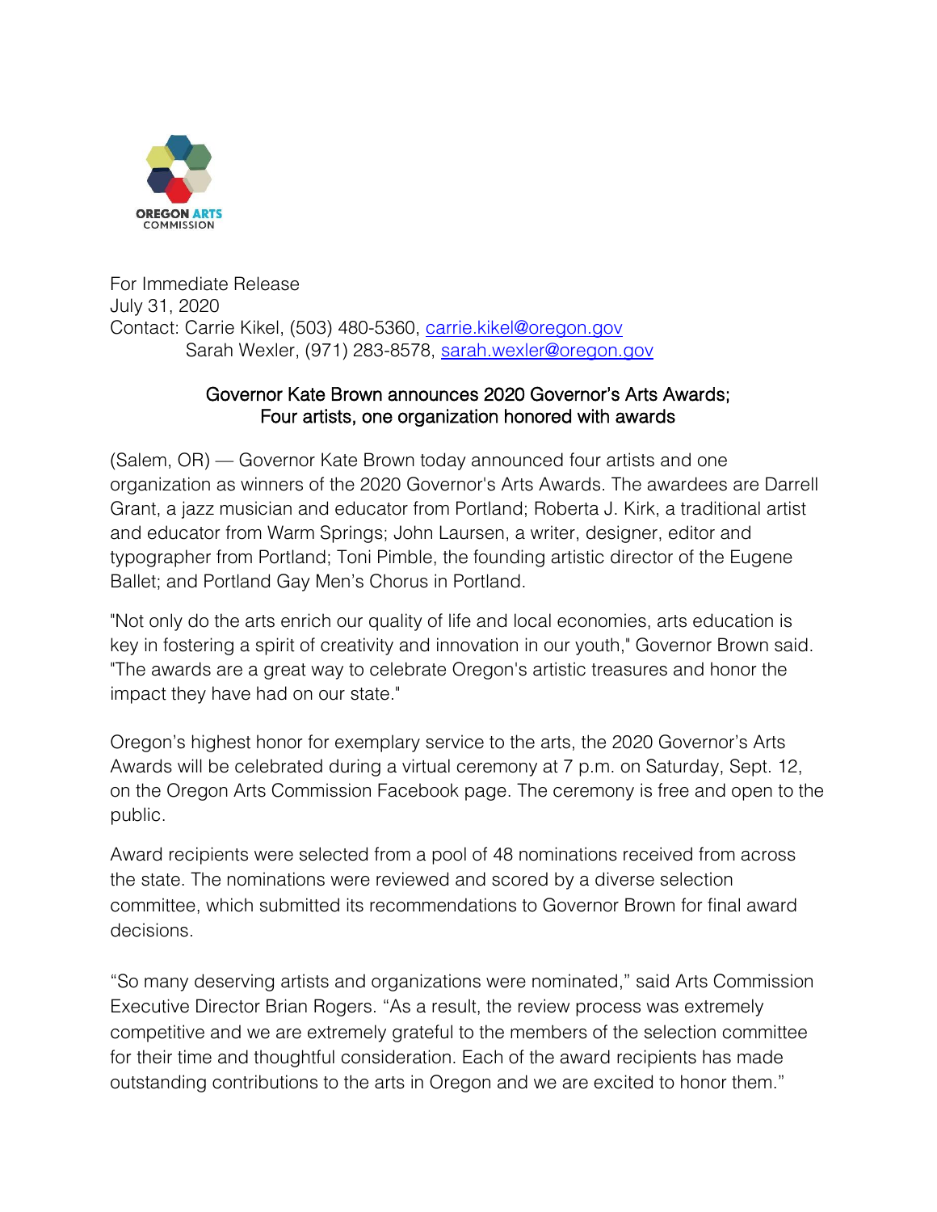OREGON ARTS COMMISSION

For Immediate Release
July 31, 2020
Contact: Carrie Kikel, (503) 480-5360, carrie.kikel@oregon.gov
Sarah Wexler, (971) 283-8578, sarah.wexler@oregon.gov

## Governor Kate Brown announces 2020 Governor's Arts Awards; Four artists, one organization honored with awards

(Salem, OR) — Governor Kate Brown today announced four artists and one organization as winners of the 2020 Governor's Arts Awards. The awardees are Darrell Grant, a jazz musician and educator from Portland; Roberta J. Kirk, a traditional artist and educator from Warm Springs; John Laursen, a writer, designer, editor and typographer from Portland; Toni Pimble, the founding artistic director of the Eugene Ballet; and Portland Gay Men's Chorus in Portland.

"Not only do the arts enrich our quality of life and local economies, arts education is key in fostering a spirit of creativity and innovation in our youth," Governor Brown said. "The awards are a great way to celebrate Oregon's artistic treasures and honor the impact they have had on our state."

Oregon's highest honor for exemplary service to the arts, the 2020 Governor's Arts Awards will be celebrated during a virtual ceremony at 7 p.m. on Saturday, Sept. 12, on the Oregon Arts Commission Facebook page. The ceremony is free and open to the public.

Award recipients were selected from a pool of 48 nominations received from across the state. The nominations were reviewed and scored by a diverse selection committee, which submitted its recommendations to Governor Brown for final award decisions.

"So many deserving artists and organizations were nominated," said Arts Commission Executive Director Brian Rogers. "As a result, the review process was extremely competitive and we are extremely grateful to the members of the selection committee for their time and thoughtful consideration. Each of the award recipients has made outstanding contributions to the arts in Oregon and we are excited to honor them."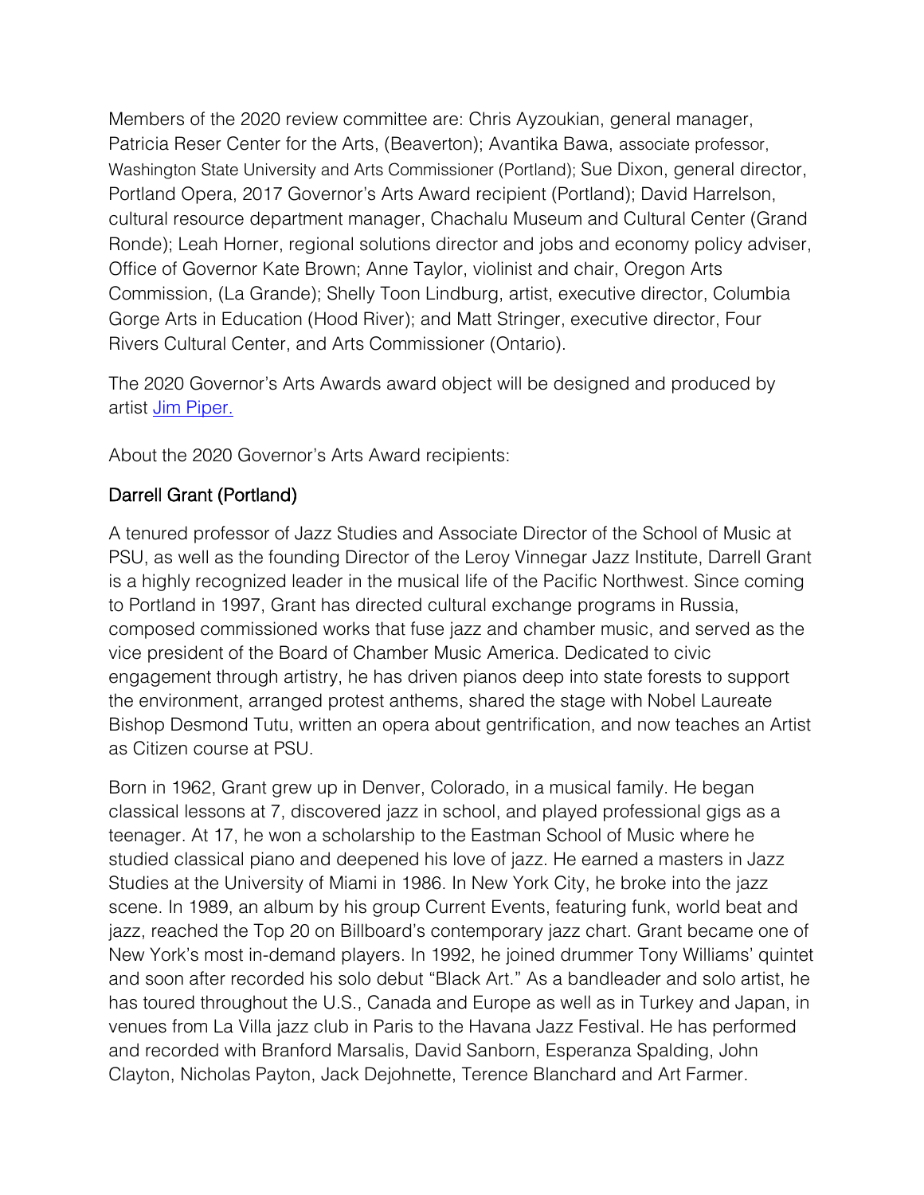Members of the 2020 review committee are: Chris Ayzoukian, general manager, Patricia Reser Center for the Arts, (Beaverton); Avantika Bawa, associate professor, Washington State University and Arts Commissioner (Portland); Sue Dixon, general director, Portland Opera, 2017 Governor's Arts Award recipient (Portland); David Harrelson, cultural resource department manager, Chachalu Museum and Cultural Center (Grand Ronde); Leah Horner, regional solutions director and jobs and economy policy adviser, Office of Governor Kate Brown; Anne Taylor, violinist and chair, Oregon Arts Commission, (La Grande); Shelly Toon Lindburg, artist, executive director, Columbia Gorge Arts in Education (Hood River); and Matt Stringer, executive director, Four Rivers Cultural Center, and Arts Commissioner (Ontario).

The 2020 Governor's Arts Awards award object will be designed and produced by artist [Jim Piper.]

About the 2020 Governor's Arts Award recipients:

### Darrell Grant (Portland)

A tenured professor of Jazz Studies and Associate Director of the School of Music at PSU, as well as the founding Director of the Leroy Vinnegar Jazz Institute, Darrell Grant is a highly recognized leader in the musical life of the Pacific Northwest. Since coming to Portland in 1997, Grant has directed cultural exchange programs in Russia, composed commissioned works that fuse jazz and chamber music, and served as the vice president of the Board of Chamber Music America. Dedicated to civic engagement through artistry, he has driven pianos deep into state forests to support the environment, arranged protest anthems, shared the stage with Nobel Laureate Bishop Desmond Tutu, written an opera about gentrification, and now teaches an Artist as Citizen course at PSU.

Born in 1962, Grant grew up in Denver, Colorado, in a musical family. He began classical lessons at 7, discovered jazz in school, and played professional gigs as a teenager. At 17, he won a scholarship to the Eastman School of Music where he studied classical piano and deepened his love of jazz. He earned a masters in Jazz Studies at the University of Miami in 1986. In New York City, he broke into the jazz scene. In 1989, an album by his group Current Events, featuring funk, world beat and jazz, reached the Top 20 on Billboard's contemporary jazz chart. Grant became one of New York's most in-demand players. In 1992, he joined drummer Tony Williams' quintet and soon after recorded his solo debut "Black Art." As a bandleader and solo artist, he has toured throughout the U.S., Canada and Europe as well as in Turkey and Japan, in venues from La Villa jazz club in Paris to the Havana Jazz Festival. He has performed and recorded with Branford Marsalis, David Sanborn, Esperanza Spalding, John Clayton, Nicholas Payton, Jack Dejohnette, Terence Blanchard and Art Farmer.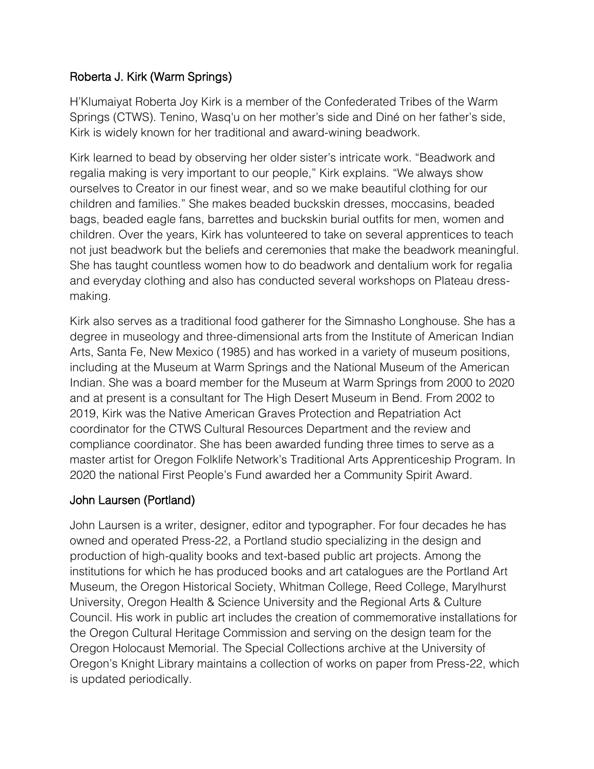## Roberta J. Kirk (Warm Springs)

H'Klumaiyat Roberta Joy Kirk is a member of the Confederated Tribes of the Warm Springs (CTWS). Tenino, Wasq'u on her mother's side and Diné on her father's side, Kirk is widely known for her traditional and award-wining beadwork.

Kirk learned to bead by observing her older sister's intricate work. "Beadwork and regalia making is very important to our people," Kirk explains. "We always show ourselves to Creator in our finest wear, and so we make beautiful clothing for our children and families." She makes beaded buckskin dresses, moccasins, beaded bags, beaded eagle fans, barrettes and buckskin burial outfits for men, women and children. Over the years, Kirk has volunteered to take on several apprentices to teach not just beadwork but the beliefs and ceremonies that make the beadwork meaningful. She has taught countless women how to do beadwork and dentalium work for regalia and everyday clothing and also has conducted several workshops on Plateau dress-making.

Kirk also serves as a traditional food gatherer for the Simnasho Longhouse. She has a degree in museology and three-dimensional arts from the Institute of American Indian Arts, Santa Fe, New Mexico (1985) and has worked in a variety of museum positions, including at the Museum at Warm Springs and the National Museum of the American Indian. She was a board member for the Museum at Warm Springs from 2000 to 2020 and at present is a consultant for The High Desert Museum in Bend. From 2002 to 2019, Kirk was the Native American Graves Protection and Repatriation Act coordinator for the CTWS Cultural Resources Department and the review and compliance coordinator. She has been awarded funding three times to serve as a master artist for Oregon Folklife Network's Traditional Arts Apprenticeship Program. In 2020 the national First People's Fund awarded her a Community Spirit Award.

## John Laursen (Portland)

John Laursen is a writer, designer, editor and typographer. For four decades he has owned and operated Press-22, a Portland studio specializing in the design and production of high-quality books and text-based public art projects. Among the institutions for which he has produced books and art catalogues are the Portland Art Museum, the Oregon Historical Society, Whitman College, Reed College, Marylhurst University, Oregon Health & Science University and the Regional Arts & Culture Council. His work in public art includes the creation of commemorative installations for the Oregon Cultural Heritage Commission and serving on the design team for the Oregon Holocaust Memorial. The Special Collections archive at the University of Oregon's Knight Library maintains a collection of works on paper from Press-22, which is updated periodically.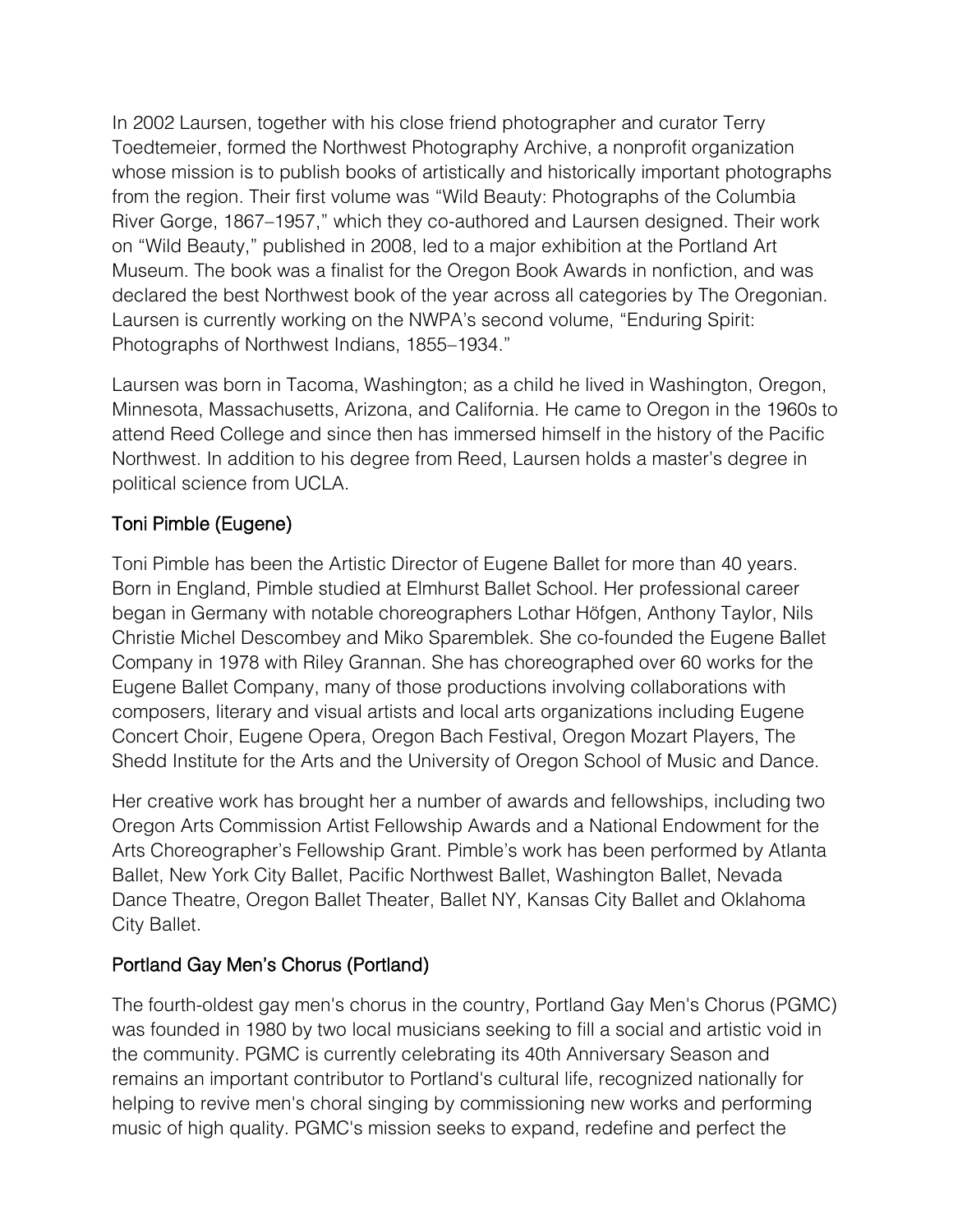In 2002 Laursen, together with his close friend photographer and curator Terry Toedtemeier, formed the Northwest Photography Archive, a nonprofit organization whose mission is to publish books of artistically and historically important photographs from the region. Their first volume was "Wild Beauty: Photographs of the Columbia River Gorge, 1867–1957," which they co-authored and Laursen designed. Their work on "Wild Beauty," published in 2008, led to a major exhibition at the Portland Art Museum. The book was a finalist for the Oregon Book Awards in nonfiction, and was declared the best Northwest book of the year across all categories by The Oregonian. Laursen is currently working on the NWPA's second volume, "Enduring Spirit: Photographs of Northwest Indians, 1855–1934."

Laursen was born in Tacoma, Washington; as a child he lived in Washington, Oregon, Minnesota, Massachusetts, Arizona, and California. He came to Oregon in the 1960s to attend Reed College and since then has immersed himself in the history of the Pacific Northwest. In addition to his degree from Reed, Laursen holds a master's degree in political science from UCLA.

### Toni Pimble (Eugene)

Toni Pimble has been the Artistic Director of Eugene Ballet for more than 40 years. Born in England, Pimble studied at Elmhurst Ballet School. Her professional career began in Germany with notable choreographers Lothar Höfgen, Anthony Taylor, Nils Christie Michel Descombey and Miko Sparemblek. She co-founded the Eugene Ballet Company in 1978 with Riley Grannan. She has choreographed over 60 works for the Eugene Ballet Company, many of those productions involving collaborations with composers, literary and visual artists and local arts organizations including Eugene Concert Choir, Eugene Opera, Oregon Bach Festival, Oregon Mozart Players, The Shedd Institute for the Arts and the University of Oregon School of Music and Dance.

Her creative work has brought her a number of awards and fellowships, including two Oregon Arts Commission Artist Fellowship Awards and a National Endowment for the Arts Choreographer's Fellowship Grant. Pimble's work has been performed by Atlanta Ballet, New York City Ballet, Pacific Northwest Ballet, Washington Ballet, Nevada Dance Theatre, Oregon Ballet Theater, Ballet NY, Kansas City Ballet and Oklahoma City Ballet.

### Portland Gay Men's Chorus (Portland)

The fourth-oldest gay men's chorus in the country, Portland Gay Men's Chorus (PGMC) was founded in 1980 by two local musicians seeking to fill a social and artistic void in the community. PGMC is currently celebrating its 40th Anniversary Season and remains an important contributor to Portland's cultural life, recognized nationally for helping to revive men's choral singing by commissioning new works and performing music of high quality. PGMC's mission seeks to expand, redefine and perfect the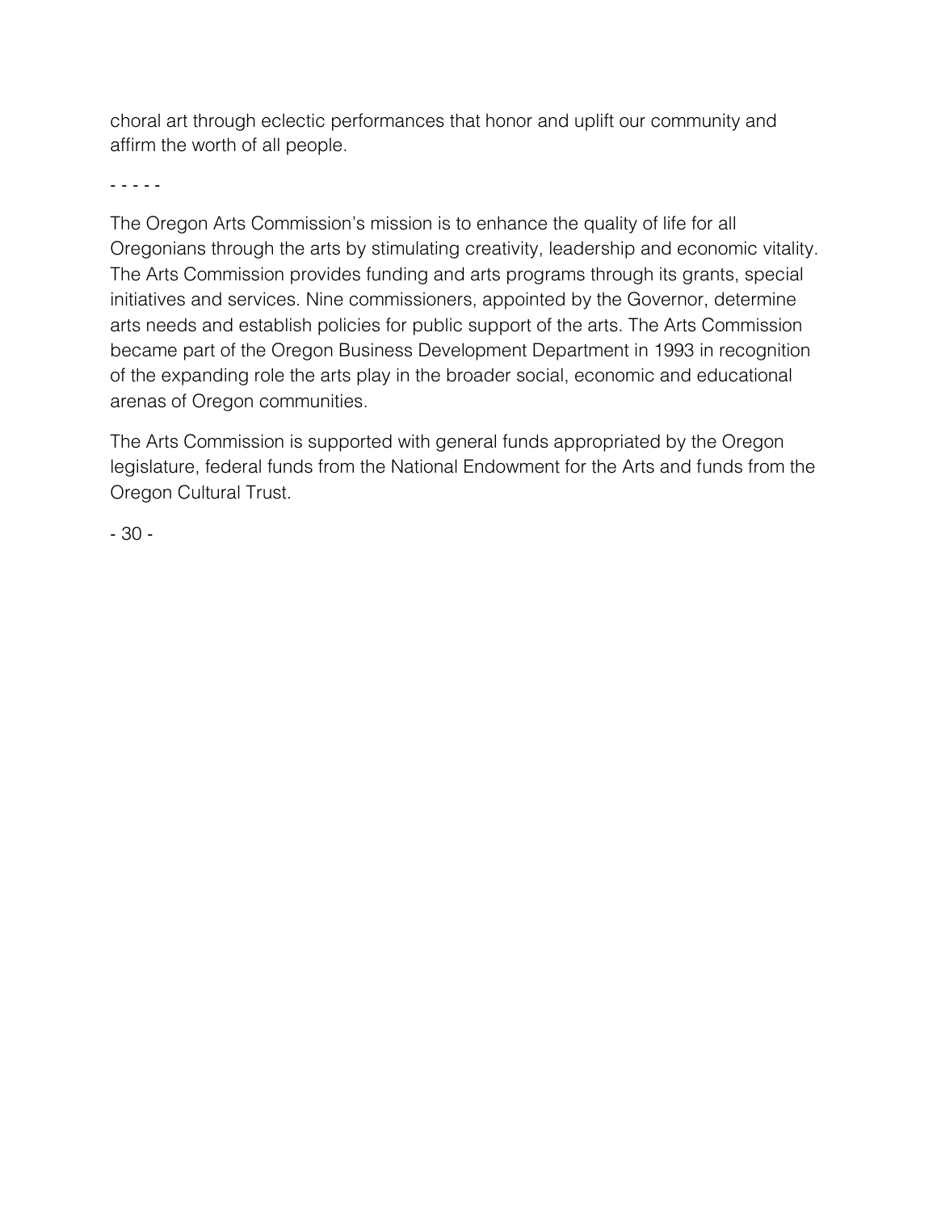choral art through eclectic performances that honor and uplift our community and affirm the worth of all people.

- - - - -

The Oregon Arts Commission's mission is to enhance the quality of life for all Oregonians through the arts by stimulating creativity, leadership and economic vitality. The Arts Commission provides funding and arts programs through its grants, special initiatives and services. Nine commissioners, appointed by the Governor, determine arts needs and establish policies for public support of the arts. The Arts Commission became part of the Oregon Business Development Department in 1993 in recognition of the expanding role the arts play in the broader social, economic and educational arenas of Oregon communities.

The Arts Commission is supported with general funds appropriated by the Oregon legislature, federal funds from the National Endowment for the Arts and funds from the Oregon Cultural Trust.

- 30 -